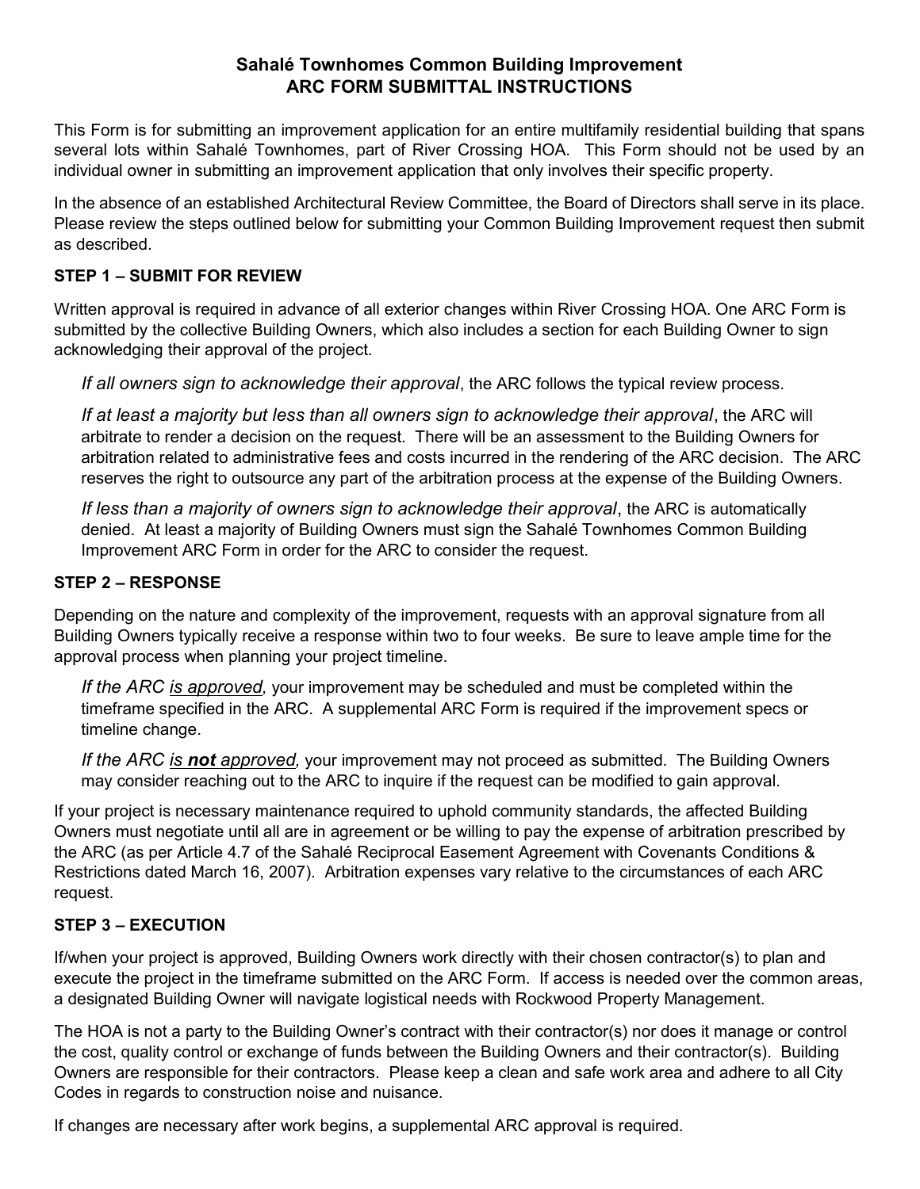# Sahalé Townhomes Common Building Improvement
# ARC FORM SUBMITTAL INSTRUCTIONS

This Form is for submitting an improvement application for an entire multifamily residential building that spans several lots within Sahalé Townhomes, part of River Crossing HOA. This Form should not be used by an individual owner in submitting an improvement application that only involves their specific property.

In the absence of an established Architectural Review Committee, the Board of Directors shall serve in its place. Please review the steps outlined below for submitting your Common Building Improvement request then submit as described.

### STEP 1 – SUBMIT FOR REVIEW

Written approval is required in advance of all exterior changes within River Crossing HOA. One ARC Form is submitted by the collective Building Owners, which also includes a section for each Building Owner to sign acknowledging their approval of the project.

*If all owners sign to acknowledge their approval*, the ARC follows the typical review process.

*If at least a majority but less than all owners sign to acknowledge their approval*, the ARC will arbitrate to render a decision on the request. There will be an assessment to the Building Owners for arbitration related to administrative fees and costs incurred in the rendering of the ARC decision. The ARC reserves the right to outsource any part of the arbitration process at the expense of the Building Owners.

*If less than a majority of owners sign to acknowledge their approval*, the ARC is automatically denied. At least a majority of Building Owners must sign the Sahalé Townhomes Common Building Improvement ARC Form in order for the ARC to consider the request.

### STEP 2 – RESPONSE

Depending on the nature and complexity of the improvement, requests with an approval signature from all Building Owners typically receive a response within two to four weeks. Be sure to leave ample time for the approval process when planning your project timeline.

*If the ARC <u>is approved</u>,* your improvement may be scheduled and must be completed within the timeframe specified in the ARC. A supplemental ARC Form is required if the improvement specs or timeline change.

*If the ARC <u>is **not** approved</u>,* your improvement may not proceed as submitted. The Building Owners may consider reaching out to the ARC to inquire if the request can be modified to gain approval.

If your project is necessary maintenance required to uphold community standards, the affected Building Owners must negotiate until all are in agreement or be willing to pay the expense of arbitration prescribed by the ARC (as per Article 4.7 of the Sahalé Reciprocal Easement Agreement with Covenants Conditions & Restrictions dated March 16, 2007). Arbitration expenses vary relative to the circumstances of each ARC request.

### STEP 3 – EXECUTION

If/when your project is approved, Building Owners work directly with their chosen contractor(s) to plan and execute the project in the timeframe submitted on the ARC Form. If access is needed over the common areas, a designated Building Owner will navigate logistical needs with Rockwood Property Management.

The HOA is not a party to the Building Owner's contract with their contractor(s) nor does it manage or control the cost, quality control or exchange of funds between the Building Owners and their contractor(s). Building Owners are responsible for their contractors. Please keep a clean and safe work area and adhere to all City Codes in regards to construction noise and nuisance.

If changes are necessary after work begins, a supplemental ARC approval is required.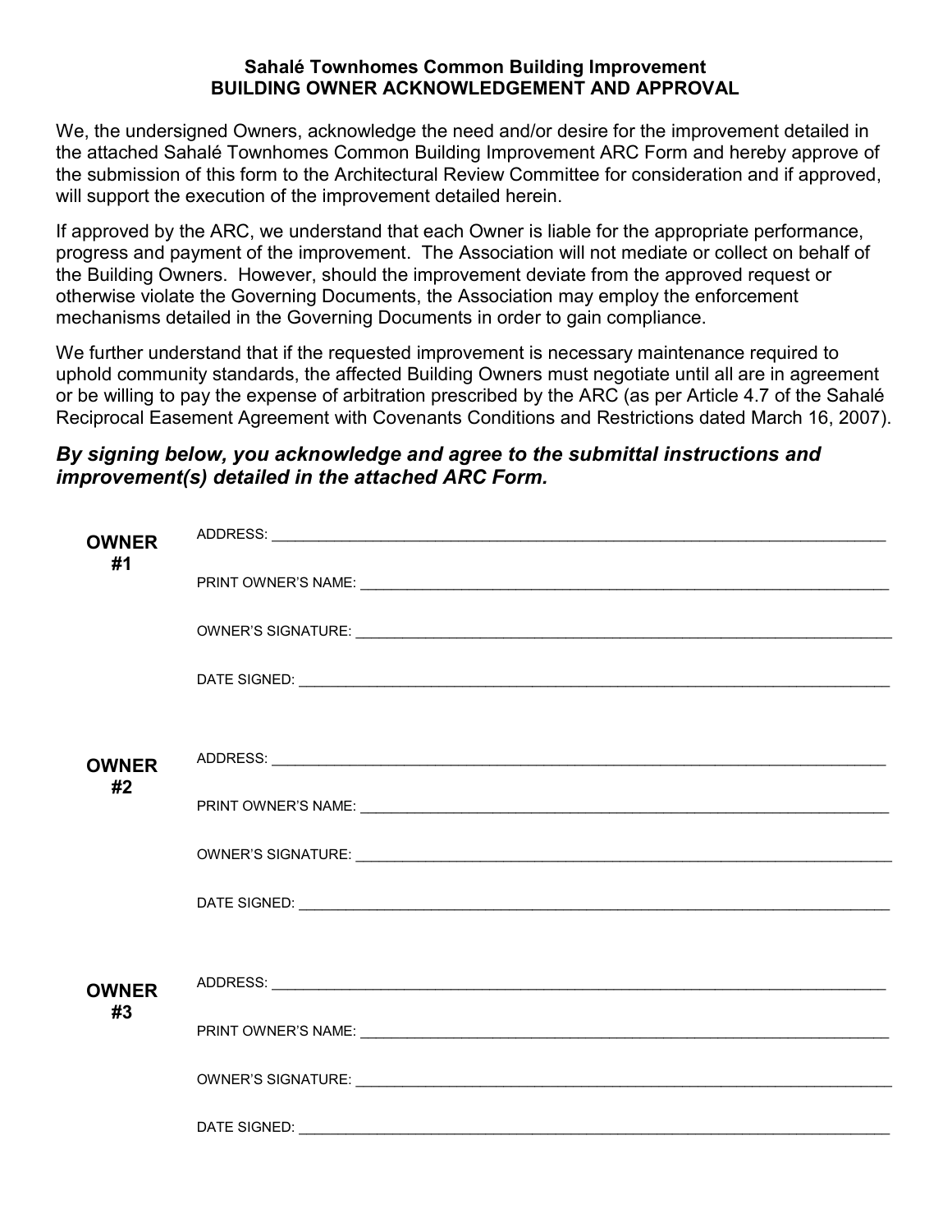## Sahalé Townhomes Common Building Improvement
## BUILDING OWNER ACKNOWLEDGEMENT AND APPROVAL

We, the undersigned Owners, acknowledge the need and/or desire for the improvement detailed in the attached Sahalé Townhomes Common Building Improvement ARC Form and hereby approve of the submission of this form to the Architectural Review Committee for consideration and if approved, will support the execution of the improvement detailed herein.

If approved by the ARC, we understand that each Owner is liable for the appropriate performance, progress and payment of the improvement. The Association will not mediate or collect on behalf of the Building Owners. However, should the improvement deviate from the approved request or otherwise violate the Governing Documents, the Association may employ the enforcement mechanisms detailed in the Governing Documents in order to gain compliance.

We further understand that if the requested improvement is necessary maintenance required to uphold community standards, the affected Building Owners must negotiate until all are in agreement or be willing to pay the expense of arbitration prescribed by the ARC (as per Article 4.7 of the Sahalé Reciprocal Easement Agreement with Covenants Conditions and Restrictions dated March 16, 2007).

***By signing below, you acknowledge and agree to the submittal instructions and improvement(s) detailed in the attached ARC Form.***

**OWNER #1**

ADDRESS: ______________________________________________

PRINT OWNER'S NAME: ______________________________________________

OWNER'S SIGNATURE: ______________________________________________

DATE SIGNED: ______________________________________________

**OWNER #2**

ADDRESS: ______________________________________________

PRINT OWNER'S NAME: ______________________________________________

OWNER'S SIGNATURE: ______________________________________________

DATE SIGNED: ______________________________________________

**OWNER #3**

ADDRESS: ______________________________________________

PRINT OWNER'S NAME: ______________________________________________

OWNER'S SIGNATURE: ______________________________________________

DATE SIGNED: ______________________________________________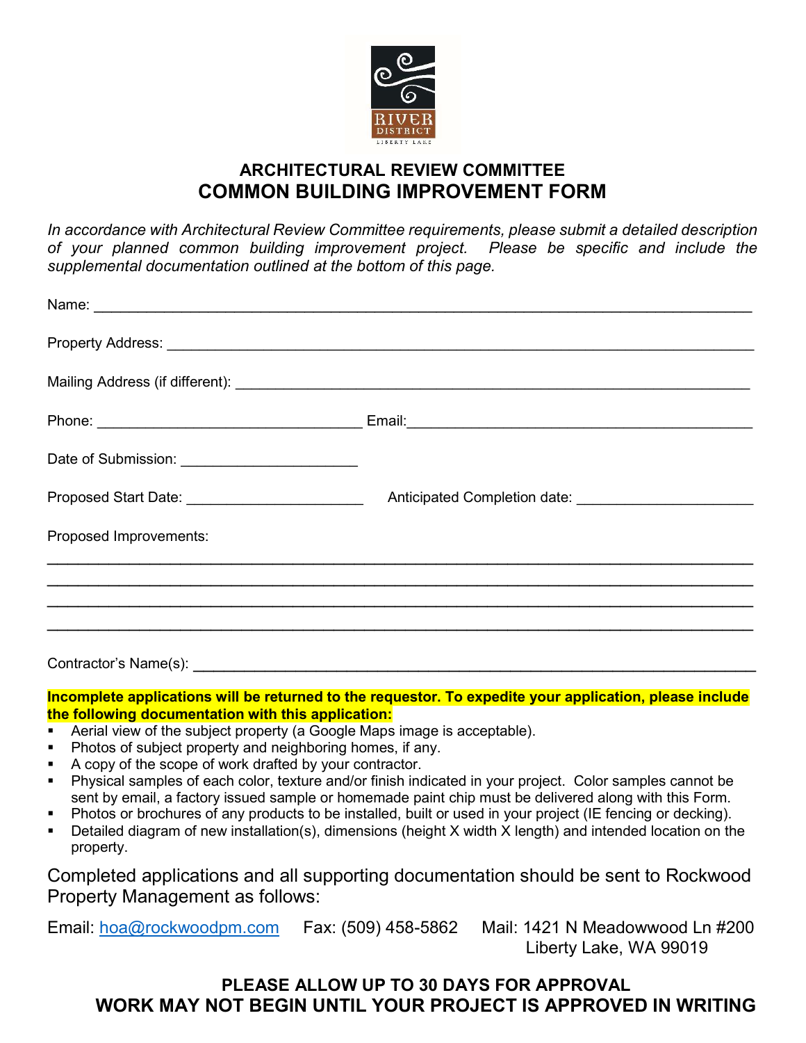## ARCHITECTURAL REVIEW COMMITTEE
# COMMON BUILDING IMPROVEMENT FORM

*In accordance with Architectural Review Committee requirements, please submit a detailed description of your planned common building improvement project. Please be specific and include the supplemental documentation outlined at the bottom of this page.*

Name: ______________________________________________________________________________

Property Address: ______________________________________________________________________

Mailing Address (if different): _________________________________________________________

Phone: _______________________________ Email: ___________________________________________

Date of Submission: ____________________

Proposed Start Date: ____________________ Anticipated Completion date: ____________________

Proposed Improvements:

______________________________________________________________________________________

______________________________________________________________________________________

______________________________________________________________________________________

______________________________________________________________________________________

Contractor's Name(s): __________________________________________________________________

**Incomplete applications will be returned to the requestor. To expedite your application, please include the following documentation with this application:**

- Aerial view of the subject property (a Google Maps image is acceptable).
- Photos of subject property and neighboring homes, if any.
- A copy of the scope of work drafted by your contractor.
- Physical samples of each color, texture and/or finish indicated in your project. Color samples cannot be sent by email, a factory issued sample or homemade paint chip must be delivered along with this Form.
- Photos or brochures of any products to be installed, built or used in your project (IE fencing or decking).
- Detailed diagram of new installation(s), dimensions (height X width X length) and intended location on the property.

Completed applications and all supporting documentation should be sent to Rockwood Property Management as follows:

Email: hoa@rockwoodpm.com  Fax: (509) 458-5862  Mail: 1421 N Meadowwood Ln #200, Liberty Lake, WA 99019

**PLEASE ALLOW UP TO 30 DAYS FOR APPROVAL**
**WORK MAY NOT BEGIN UNTIL YOUR PROJECT IS APPROVED IN WRITING**